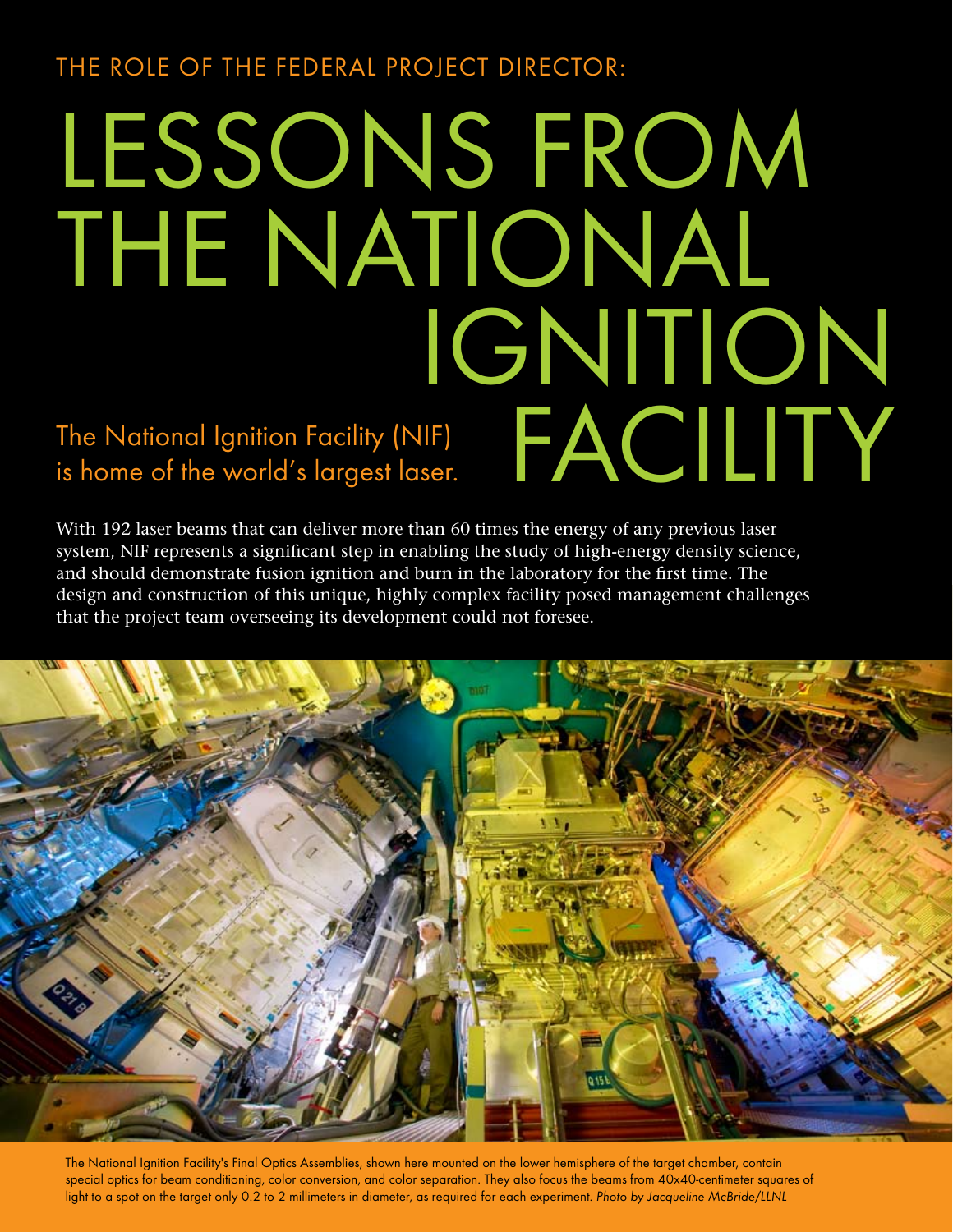THE ROLE OF THE FEDERAL PROJECT DIRECTOR:

# LESSONS FROM THE NATIONAL IGNITION FACILITY

The National Ignition Facility (NIF) is home of the world's largest laser.

With 192 laser beams that can deliver more than 60 times the energy of any previous laser system, NIF represents a significant step in enabling the study of high-energy density science, and should demonstrate fusion ignition and burn in the laboratory for the first time. The design and construction of this unique, highly complex facility posed management challenges that the project team overseeing its development could not foresee.

The National Ignition Facility's Final Optics Assemblies, shown here mounted on the lower hemisphere of the target chamber, contain special optics for beam conditioning, color conversion, and color separation. They also focus the beams from 40x40-centimeter squares of light to a spot on the target only 0.2 to 2 millimeters in diameter, as required for each experiment. *Photo by Jacqueline McBride/LLNL*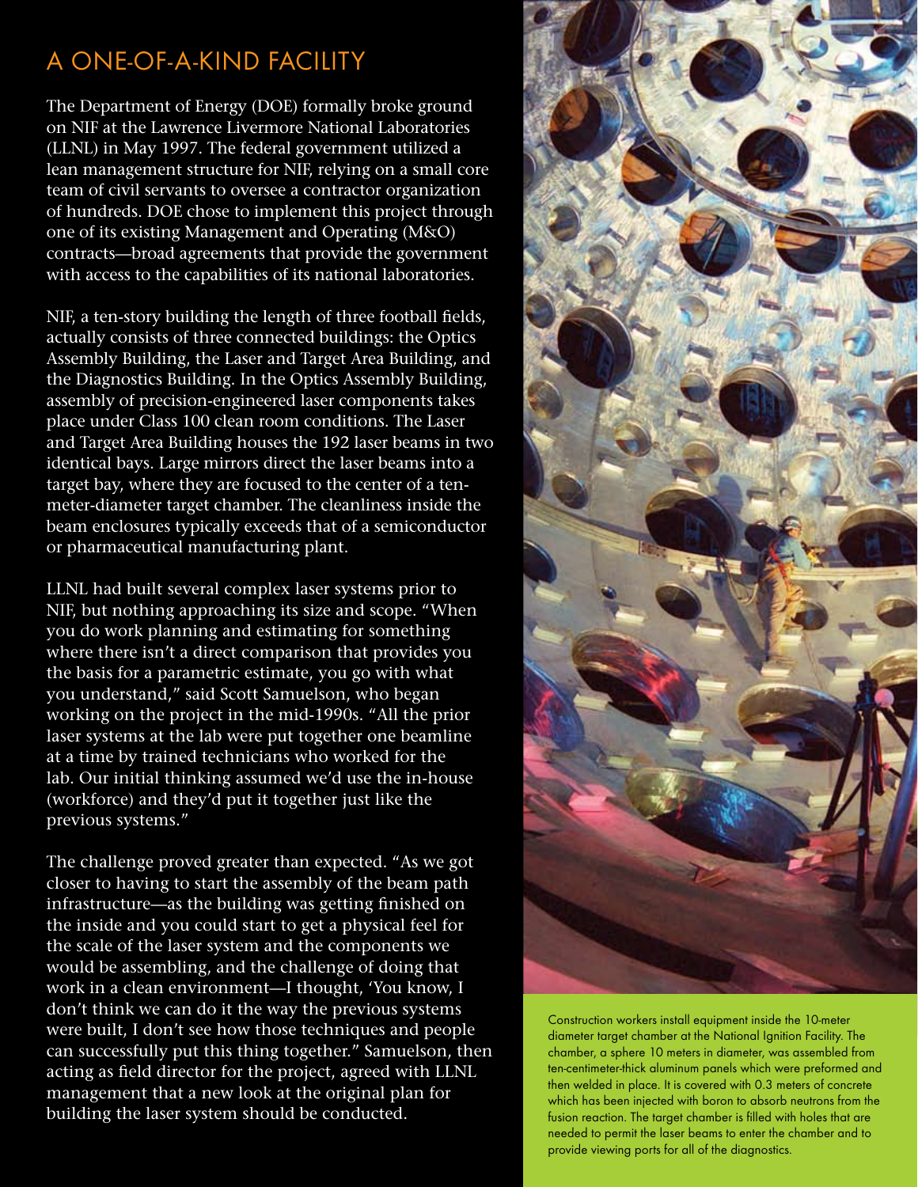## A ONE-OF-A-KIND FACILITY

The Department of Energy (DOE) formally broke ground on NIF at the Lawrence Livermore National Laboratories (LLNL) in May 1997. The federal government utilized a lean management structure for NIF, relying on a small core team of civil servants to oversee a contractor organization of hundreds. DOE chose to implement this project through one of its existing Management and Operating (M&O) contracts—broad agreements that provide the government with access to the capabilities of its national laboratories.

NIF, a ten-story building the length of three football fields, actually consists of three connected buildings: the Optics Assembly Building, the Laser and Target Area Building, and the Diagnostics Building. In the Optics Assembly Building, assembly of precision-engineered laser components takes place under Class 100 clean room conditions. The Laser and Target Area Building houses the 192 laser beams in two identical bays. Large mirrors direct the laser beams into a target bay, where they are focused to the center of a ten-meter-diameter target chamber. The cleanliness inside the beam enclosures typically exceeds that of a semiconductor or pharmaceutical manufacturing plant.

LLNL had built several complex laser systems prior to NIF, but nothing approaching its size and scope. "When you do work planning and estimating for something where there isn't a direct comparison that provides you the basis for a parametric estimate, you go with what you understand," said Scott Samuelson, who began working on the project in the mid-1990s. "All the prior laser systems at the lab were put together one beamline at a time by trained technicians who worked for the lab. Our initial thinking assumed we'd use the in-house (workforce) and they'd put it together just like the previous systems."

The challenge proved greater than expected. "As we got closer to having to start the assembly of the beam path infrastructure—as the building was getting finished on the inside and you could start to get a physical feel for the scale of the laser system and the components we would be assembling, and the challenge of doing that work in a clean environment—I thought, 'You know, I don't think we can do it the way the previous systems were built, I don't see how those techniques and people can successfully put this thing together." Samuelson, then acting as field director for the project, agreed with LLNL management that a new look at the original plan for building the laser system should be conducted.

Construction workers install equipment inside the 10-meter diameter target chamber at the National Ignition Facility. The chamber, a sphere 10 meters in diameter, was assembled from ten-centimeter-thick aluminum panels which were preformed and then welded in place. It is covered with 0.3 meters of concrete which has been injected with boron to absorb neutrons from the fusion reaction. The target chamber is filled with holes that are needed to permit the laser beams to enter the chamber and to provide viewing ports for all of the diagnostics.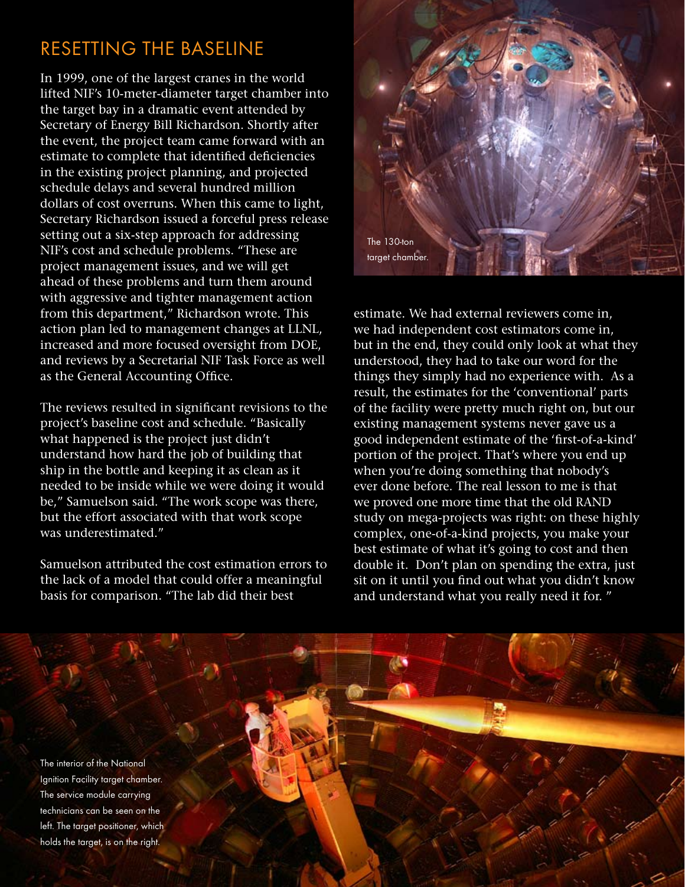## RESETTING THE BASELINE

In 1999, one of the largest cranes in the world lifted NIF's 10-meter-diameter target chamber into the target bay in a dramatic event attended by Secretary of Energy Bill Richardson. Shortly after the event, the project team came forward with an estimate to complete that identified deficiencies in the existing project planning, and projected schedule delays and several hundred million dollars of cost overruns. When this came to light, Secretary Richardson issued a forceful press release setting out a six-step approach for addressing NIF's cost and schedule problems. "These are project management issues, and we will get ahead of these problems and turn them around with aggressive and tighter management action from this department," Richardson wrote. This action plan led to management changes at LLNL, increased and more focused oversight from DOE, and reviews by a Secretarial NIF Task Force as well as the General Accounting Office.

The reviews resulted in significant revisions to the project's baseline cost and schedule. "Basically what happened is the project just didn't understand how hard the job of building that ship in the bottle and keeping it as clean as it needed to be inside while we were doing it would be," Samuelson said. "The work scope was there, but the effort associated with that work scope was underestimated."

Samuelson attributed the cost estimation errors to the lack of a model that could offer a meaningful basis for comparison. "The lab did their best estimate. We had external reviewers come in, we had independent cost estimators come in, but in the end, they could only look at what they understood, they had to take our word for the things they simply had no experience with. As a result, the estimates for the 'conventional' parts of the facility were pretty much right on, but our existing management systems never gave us a good independent estimate of the 'first-of-a-kind' portion of the project. That's where you end up when you're doing something that nobody's ever done before. The real lesson to me is that we proved one more time that the old RAND study on mega-projects was right: on these highly complex, one-of-a-kind projects, you make your best estimate of what it's going to cost and then double it. Don't plan on spending the extra, just sit on it until you find out what you didn't know and understand what you really need it for. "

The 130-ton target chamber.

The interior of the National Ignition Facility target chamber. The service module carrying technicians can be seen on the left. The target positioner, which holds the target, is on the right.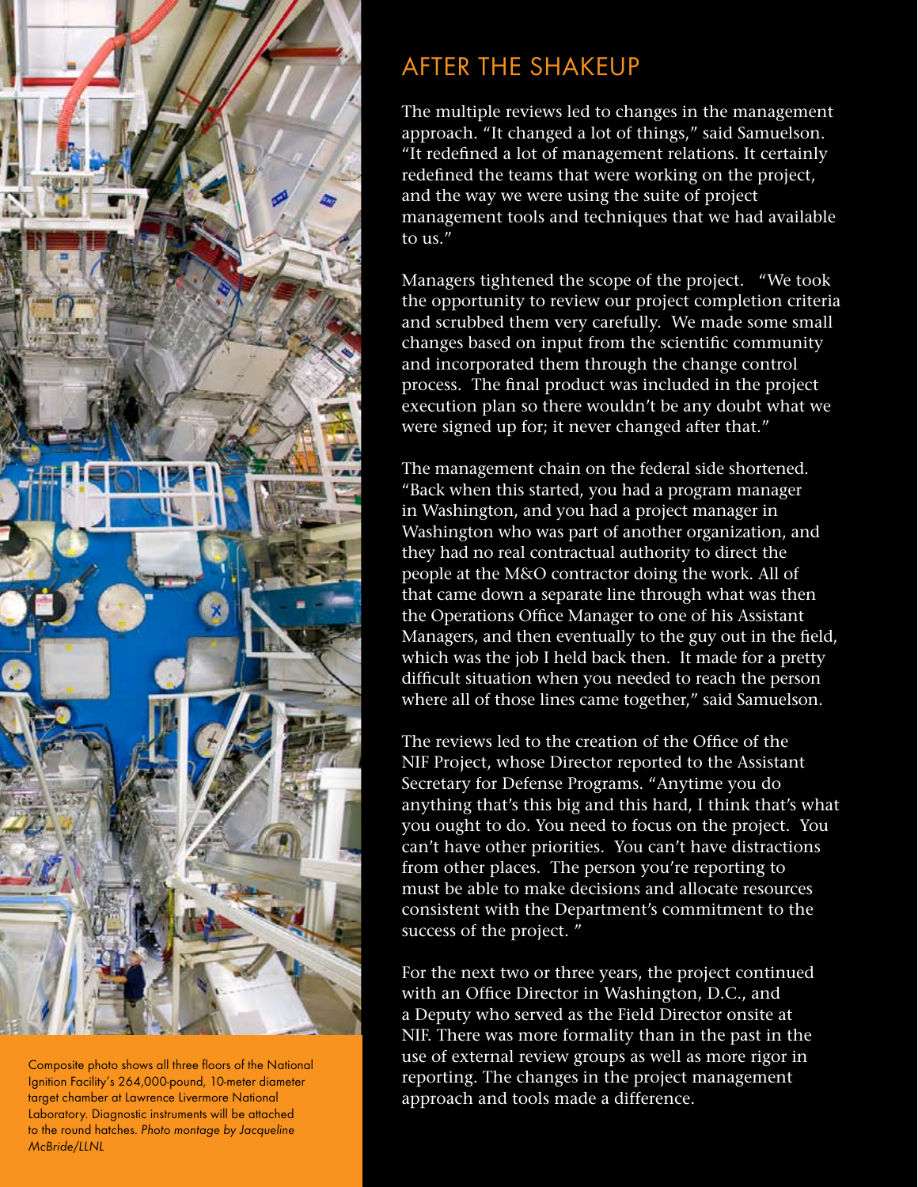Composite photo shows all three floors of the National Ignition Facility's 264,000-pound, 10-meter diameter target chamber at Lawrence Livermore National Laboratory. Diagnostic instruments will be attached to the round hatches. *Photo montage by Jacqueline McBride/LLNL*

## AFTER THE SHAKEUP

The multiple reviews led to changes in the management approach. "It changed a lot of things," said Samuelson. "It redefined a lot of management relations. It certainly redefined the teams that were working on the project, and the way we were using the suite of project management tools and techniques that we had available to us."

Managers tightened the scope of the project. "We took the opportunity to review our project completion criteria and scrubbed them very carefully. We made some small changes based on input from the scientific community and incorporated them through the change control process. The final product was included in the project execution plan so there wouldn't be any doubt what we were signed up for; it never changed after that."

The management chain on the federal side shortened. "Back when this started, you had a program manager in Washington, and you had a project manager in Washington who was part of another organization, and they had no real contractual authority to direct the people at the M&O contractor doing the work. All of that came down a separate line through what was then the Operations Office Manager to one of his Assistant Managers, and then eventually to the guy out in the field, which was the job I held back then. It made for a pretty difficult situation when you needed to reach the person where all of those lines came together," said Samuelson.

The reviews led to the creation of the Office of the NIF Project, whose Director reported to the Assistant Secretary for Defense Programs. "Anytime you do anything that's this big and this hard, I think that's what you ought to do. You need to focus on the project. You can't have other priorities. You can't have distractions from other places. The person you're reporting to must be able to make decisions and allocate resources consistent with the Department's commitment to the success of the project."

For the next two or three years, the project continued with an Office Director in Washington, D.C., and a Deputy who served as the Field Director onsite at NIF. There was more formality than in the past in the use of external review groups as well as more rigor in reporting. The changes in the project management approach and tools made a difference.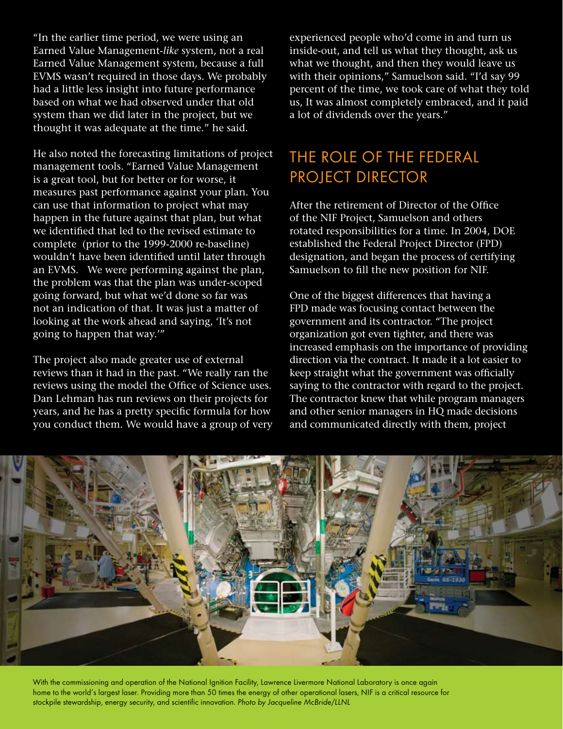"In the earlier time period, we were using an Earned Value Management-*like* system, not a real Earned Value Management system, because a full EVMS wasn't required in those days. We probably had a little less insight into future performance based on what we had observed under that old system than we did later in the project, but we thought it was adequate at the time." he said.

He also noted the forecasting limitations of project management tools. "Earned Value Management is a great tool, but for better or for worse, it measures past performance against your plan. You can use that information to project what may happen in the future against that plan, but what we identified that led to the revised estimate to complete (prior to the 1999-2000 re-baseline) wouldn't have been identified until later through an EVMS. We were performing against the plan, the problem was that the plan was under-scoped going forward, but what we'd done so far was not an indication of that. It was just a matter of looking at the work ahead and saying, 'It's not going to happen that way.'"

The project also made greater use of external reviews than it had in the past. "We really ran the reviews using the model the Office of Science uses. Dan Lehman has run reviews on their projects for years, and he has a pretty specific formula for how you conduct them. We would have a group of very experienced people who'd come in and turn us inside-out, and tell us what they thought, ask us what we thought, and then they would leave us with their opinions," Samuelson said. "I'd say 99 percent of the time, we took care of what they told us, It was almost completely embraced, and it paid a lot of dividends over the years."

## THE ROLE OF THE FEDERAL PROJECT DIRECTOR

After the retirement of Director of the Office of the NIF Project, Samuelson and others rotated responsibilities for a time. In 2004, DOE established the Federal Project Director (FPD) designation, and began the process of certifying Samuelson to fill the new position for NIF.

One of the biggest differences that having a FPD made was focusing contact between the government and its contractor. "The project organization got even tighter, and there was increased emphasis on the importance of providing direction via the contract. It made it a lot easier to keep straight what the government was officially saying to the contractor with regard to the project. The contractor knew that while program managers and other senior managers in HQ made decisions and communicated directly with them, project

With the commissioning and operation of the National Ignition Facility, Lawrence Livermore National Laboratory is once again home to the world's largest laser. Providing more than 50 times the energy of other operational lasers, NIF is a critical resource for stockpile stewardship, energy security, and scientific innovation. *Photo by Jacqueline McBride/LLNL*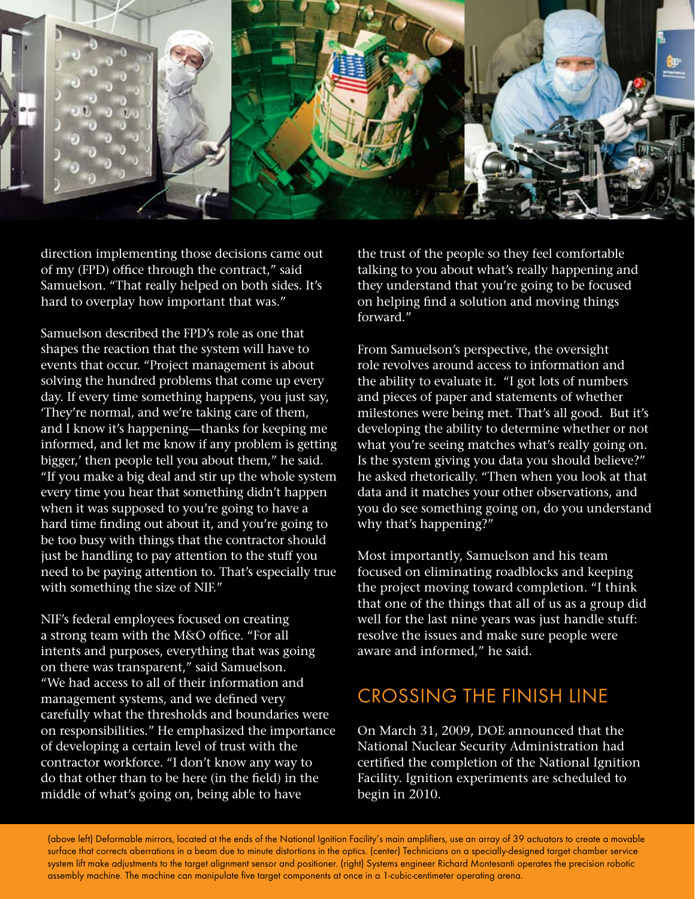direction implementing those decisions came out of my (FPD) office through the contract," said Samuelson. "That really helped on both sides. It's hard to overplay how important that was."

Samuelson described the FPD's role as one that shapes the reaction that the system will have to events that occur. "Project management is about solving the hundred problems that come up every day. If every time something happens, you just say, 'They're normal, and we're taking care of them, and I know it's happening—thanks for keeping me informed, and let me know if any problem is getting bigger,' then people tell you about them," he said. "If you make a big deal and stir up the whole system every time you hear that something didn't happen when it was supposed to you're going to have a hard time finding out about it, and you're going to be too busy with things that the contractor should just be handling to pay attention to the stuff you need to be paying attention to. That's especially true with something the size of NIF."

NIF's federal employees focused on creating a strong team with the M&O office. "For all intents and purposes, everything that was going on there was transparent," said Samuelson. "We had access to all of their information and management systems, and we defined very carefully what the thresholds and boundaries were on responsibilities." He emphasized the importance of developing a certain level of trust with the contractor workforce. "I don't know any way to do that other than to be here (in the field) in the middle of what's going on, being able to have the trust of the people so they feel comfortable talking to you about what's really happening and they understand that you're going to be focused on helping find a solution and moving things forward."

From Samuelson's perspective, the oversight role revolves around access to information and the ability to evaluate it. "I got lots of numbers and pieces of paper and statements of whether milestones were being met. That's all good. But it's developing the ability to determine whether or not what you're seeing matches what's really going on. Is the system giving you data you should believe?" he asked rhetorically. "Then when you look at that data and it matches your other observations, and you do see something going on, do you understand why that's happening?"

Most importantly, Samuelson and his team focused on eliminating roadblocks and keeping the project moving toward completion. "I think that one of the things that all of us as a group did well for the last nine years was just handle stuff: resolve the issues and make sure people were aware and informed," he said.

## CROSSING THE FINISH LINE

On March 31, 2009, DOE announced that the National Nuclear Security Administration had certified the completion of the National Ignition Facility. Ignition experiments are scheduled to begin in 2010.

(above left) Deformable mirrors, located at the ends of the National Ignition Facility's main amplifiers, use an array of 39 actuators to create a movable surface that corrects aberrations in a beam due to minute distortions in the optics. (center) Technicians on a specially-designed target chamber service system lift make adjustments to the target alignment sensor and positioner. (right) Systems engineer Richard Montesanti operates the precision robotic assembly machine. The machine can manipulate five target components at once in a 1-cubic-centimeter operating arena.